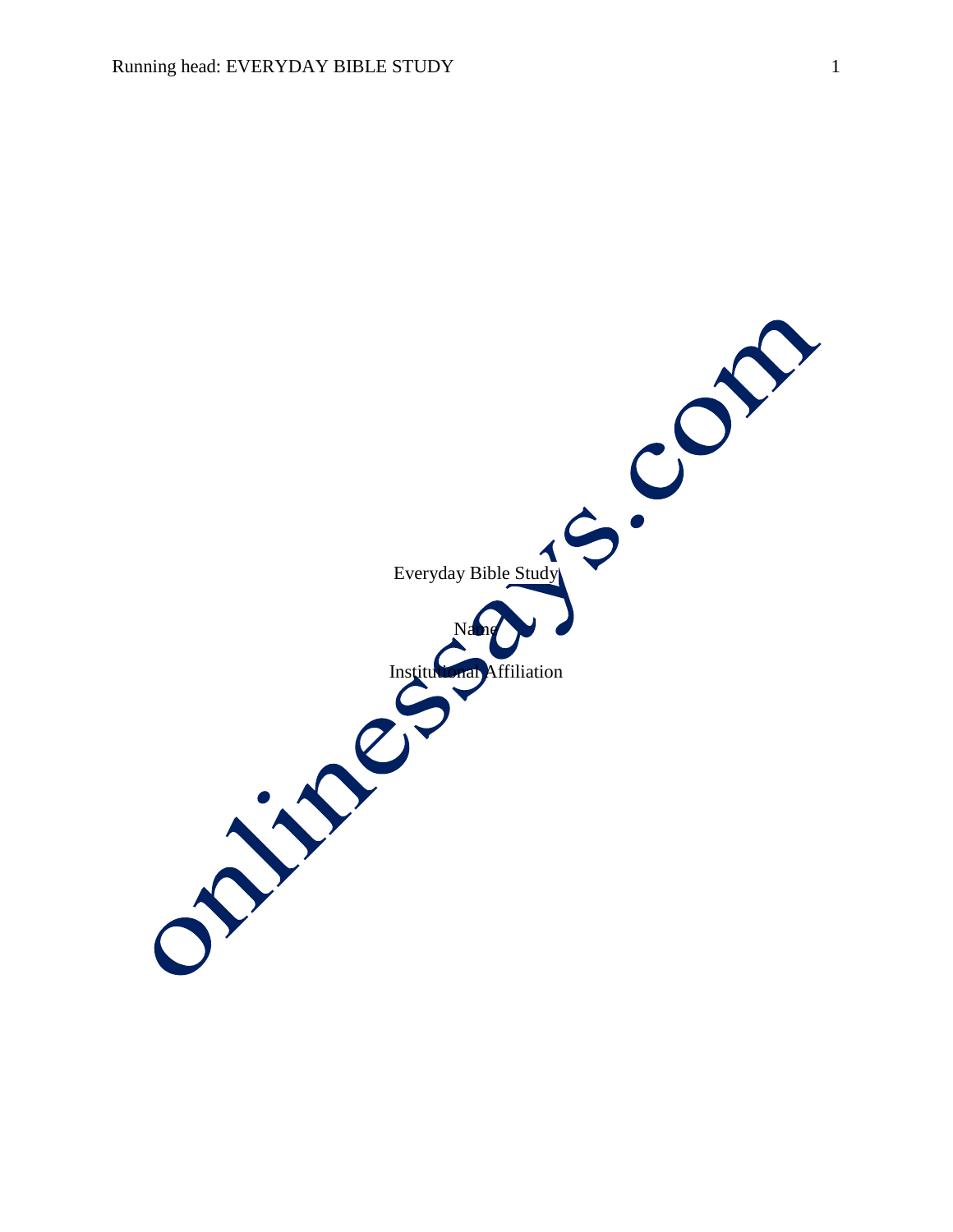Everyday Bible Study

Name

Institutional Affiliation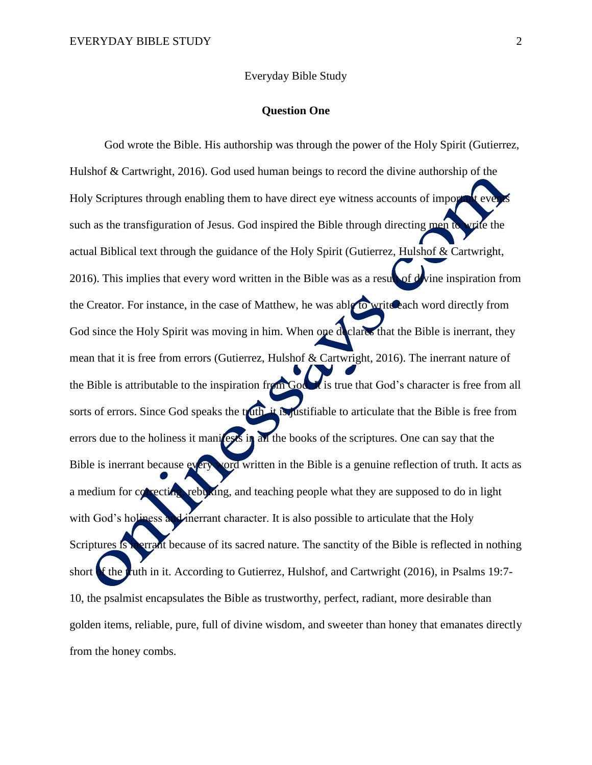Everyday Bible Study

**Question One**

God wrote the Bible. His authorship was through the power of the Holy Spirit (Gutierrez, Hulshof & Cartwright, 2016). God used human beings to record the divine authorship of the Holy Scriptures through enabling them to have direct eye witness accounts of important events such as the transfiguration of Jesus. God inspired the Bible through directing men to write the actual Biblical text through the guidance of the Holy Spirit (Gutierrez, Hulshof & Cartwright, 2016). This implies that every word written in the Bible was as a result of divine inspiration from the Creator. For instance, in the case of Matthew, he was able to write each word directly from God since the Holy Spirit was moving in him. When one declares that the Bible is inerrant, they mean that it is free from errors (Gutierrez, Hulshof & Cartwright, 2016). The inerrant nature of the Bible is attributable to the inspiration from God. It is true that God's character is free from all sorts of errors. Since God speaks the truth, it is justifiable to articulate that the Bible is free from errors due to the holiness it manifests in all the books of the scriptures. One can say that the Bible is inerrant because every word written in the Bible is a genuine reflection of truth. It acts as a medium for correcting, rebuking, and teaching people what they are supposed to do in light with God's holiness and inerrant character. It is also possible to articulate that the Holy Scriptures is inerrant because of its sacred nature. The sanctity of the Bible is reflected in nothing short of the truth in it. According to Gutierrez, Hulshof, and Cartwright (2016), in Psalms 19:7-10, the psalmist encapsulates the Bible as trustworthy, perfect, radiant, more desirable than golden items, reliable, pure, full of divine wisdom, and sweeter than honey that emanates directly from the honey combs.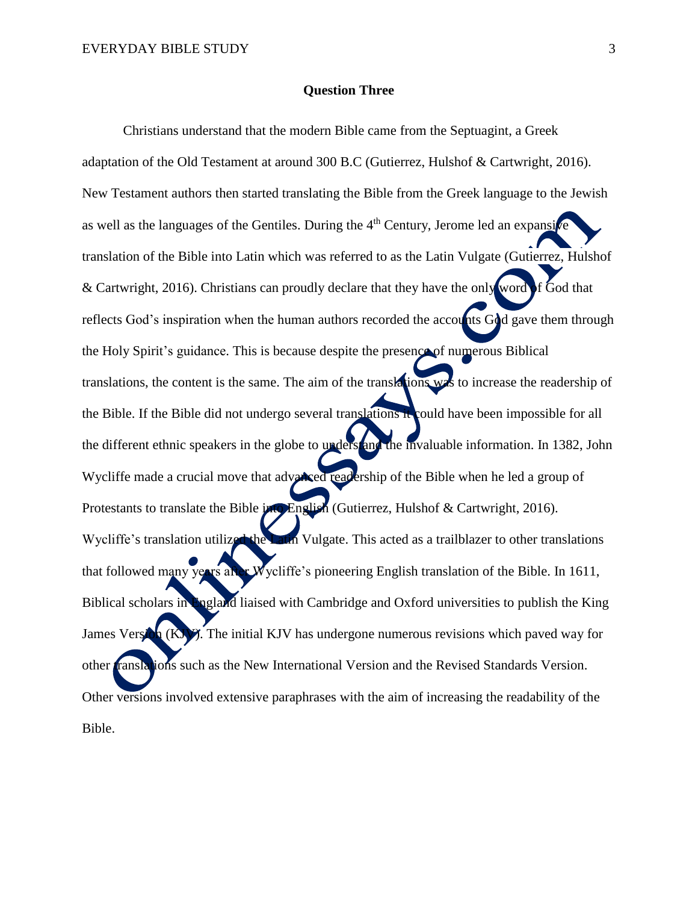**Question Three**

Christians understand that the modern Bible came from the Septuagint, a Greek adaptation of the Old Testament at around 300 B.C (Gutierrez, Hulshof & Cartwright, 2016). New Testament authors then started translating the Bible from the Greek language to the Jewish as well as the languages of the Gentiles. During the 4th Century, Jerome led an expansive translation of the Bible into Latin which was referred to as the Latin Vulgate (Gutierrez, Hulshof & Cartwright, 2016). Christians can proudly declare that they have the only word of God that reflects God's inspiration when the human authors recorded the accounts God gave them through the Holy Spirit's guidance. This is because despite the presence of numerous Biblical translations, the content is the same. The aim of the translations was to increase the readership of the Bible. If the Bible did not undergo several translations it could have been impossible for all the different ethnic speakers in the globe to understand the invaluable information. In 1382, John Wycliffe made a crucial move that advanced readership of the Bible when he led a group of Protestants to translate the Bible into English (Gutierrez, Hulshof & Cartwright, 2016). Wycliffe's translation utilized the Latin Vulgate. This acted as a trailblazer to other translations that followed many years after Wycliffe's pioneering English translation of the Bible. In 1611, Biblical scholars in England liaised with Cambridge and Oxford universities to publish the King James Version (KJV). The initial KJV has undergone numerous revisions which paved way for other translations such as the New International Version and the Revised Standards Version. Other versions involved extensive paraphrases with the aim of increasing the readability of the Bible.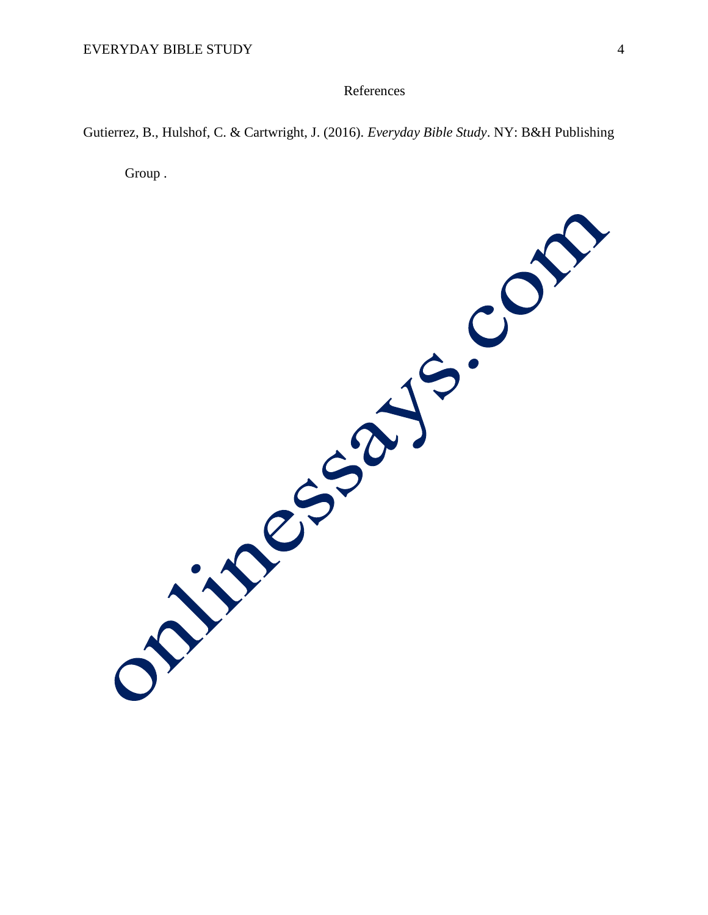# References

Gutierrez, B., Hulshof, C. & Cartwright, J. (2016). *Everyday Bible Study*. NY: B&H Publishing Group .